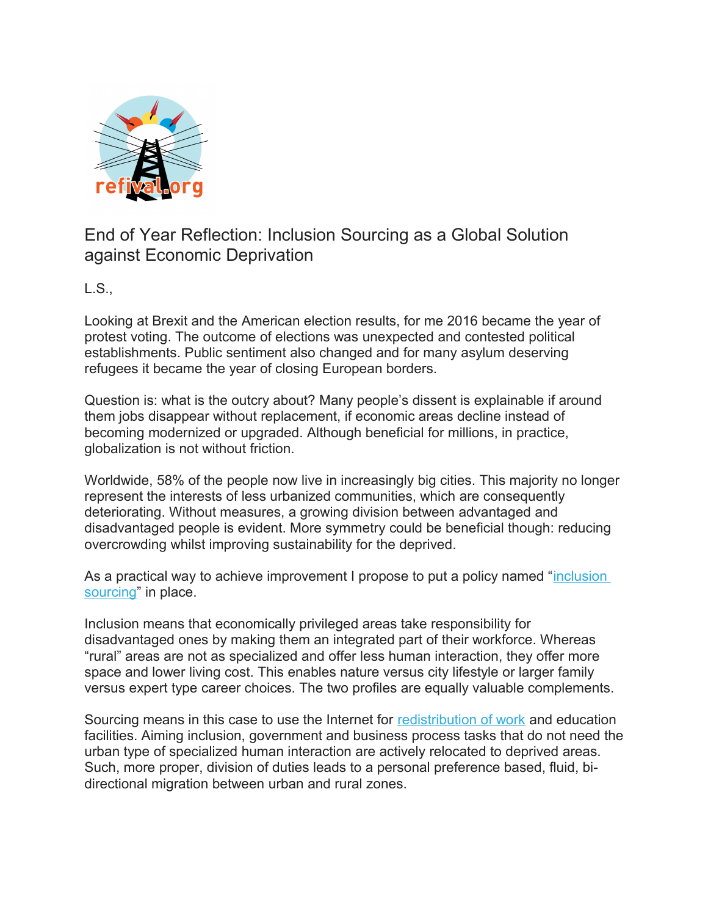# End of Year Reflection: Inclusion Sourcing as a Global Solution against Economic Deprivation

L.S.,

Looking at Brexit and the American election results, for me 2016 became the year of protest voting. The outcome of elections was unexpected and contested political establishments. Public sentiment also changed and for many asylum deserving refugees it became the year of closing European borders.

Question is: what is the outcry about? Many people's dissent is explainable if around them jobs disappear without replacement, if economic areas decline instead of becoming modernized or upgraded. Although beneficial for millions, in practice, globalization is not without friction.

Worldwide, 58% of the people now live in increasingly big cities. This majority no longer represent the interests of less urbanized communities, which are consequently deteriorating. Without measures, a growing division between advantaged and disadvantaged people is evident. More symmetry could be beneficial though: reducing overcrowding whilst improving sustainability for the deprived.

As a practical way to achieve improvement I propose to put a policy named "inclusion sourcing" in place.

Inclusion means that economically privileged areas take responsibility for disadvantaged ones by making them an integrated part of their workforce. Whereas "rural" areas are not as specialized and offer less human interaction, they offer more space and lower living cost. This enables nature versus city lifestyle or larger family versus expert type career choices. The two profiles are equally valuable complements.

Sourcing means in this case to use the Internet for redistribution of work and education facilities. Aiming inclusion, government and business process tasks that do not need the urban type of specialized human interaction are actively relocated to deprived areas. Such, more proper, division of duties leads to a personal preference based, fluid, bi-directional migration between urban and rural zones.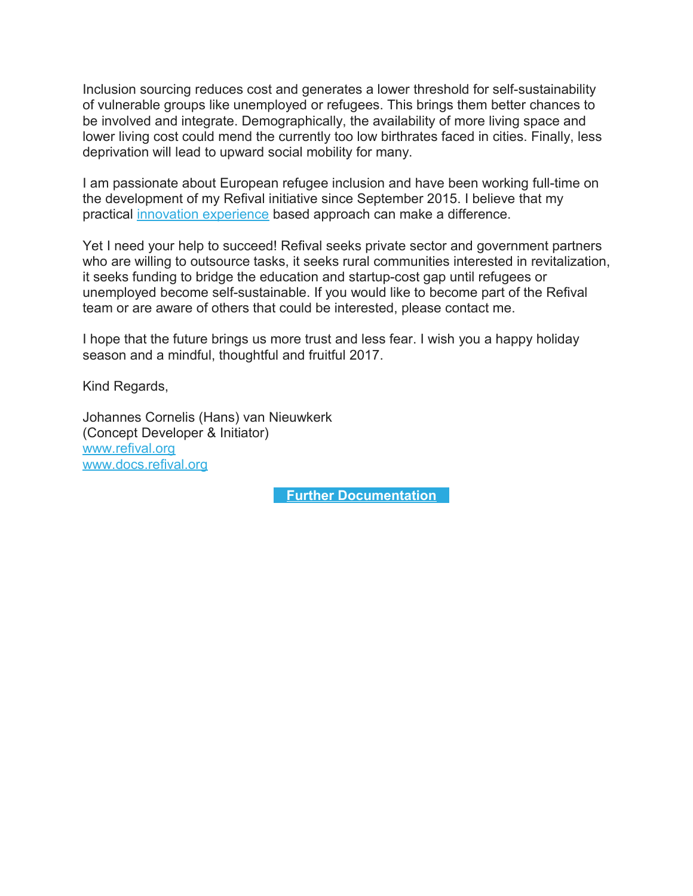Inclusion sourcing reduces cost and generates a lower threshold for self-sustainability of vulnerable groups like unemployed or refugees. This brings them better chances to be involved and integrate. Demographically, the availability of more living space and lower living cost could mend the currently too low birthrates faced in cities. Finally, less deprivation will lead to upward social mobility for many.

I am passionate about European refugee inclusion and have been working full-time on the development of my Refival initiative since September 2015. I believe that my practical innovation experience based approach can make a difference.

Yet I need your help to succeed! Refival seeks private sector and government partners who are willing to outsource tasks, it seeks rural communities interested in revitalization, it seeks funding to bridge the education and startup-cost gap until refugees or unemployed become self-sustainable. If you would like to become part of the Refival team or are aware of others that could be interested, please contact me.

I hope that the future brings us more trust and less fear. I wish you a happy holiday season and a mindful, thoughtful and fruitful 2017.

Kind Regards,

Johannes Cornelis (Hans) van Nieuwkerk
(Concept Developer & Initiator)
www.refival.org
www.docs.refival.org

**Further Documentation**